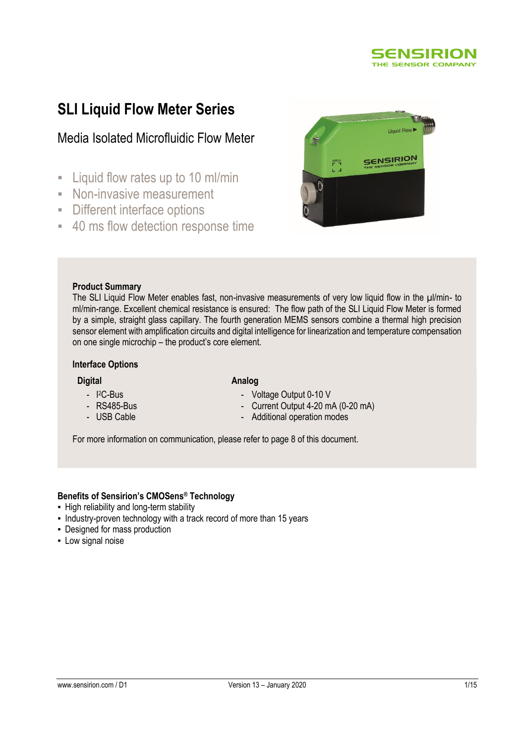# SLI Liquid Flow Meter Series

## Media Isolated Microfluidic Flow Meter

- Liquid flow rates up to 10 ml/min
- Non-invasive measurement
- Different interface options
- 40 ms flow detection response time

**Product Summary**

The SLI Liquid Flow Meter enables fast, non-invasive measurements of very low liquid flow in the µl/min- to ml/min-range. Excellent chemical resistance is ensured: The flow path of the SLI Liquid Flow Meter is formed by a simple, straight glass capillary. The fourth generation MEMS sensors combine a thermal high precision sensor element with amplification circuits and digital intelligence for linearization and temperature compensation on one single microchip – the product's core element.

**Interface Options**

**Digital**

- I²C-Bus
- RS485-Bus
- USB Cable

**Analog**

- Voltage Output 0-10 V
- Current Output 4-20 mA (0-20 mA)
- Additional operation modes

For more information on communication, please refer to page 8 of this document.

**Benefits of Sensirion's CMOSens® Technology**

- High reliability and long-term stability
- Industry-proven technology with a track record of more than 15 years
- Designed for mass production
- Low signal noise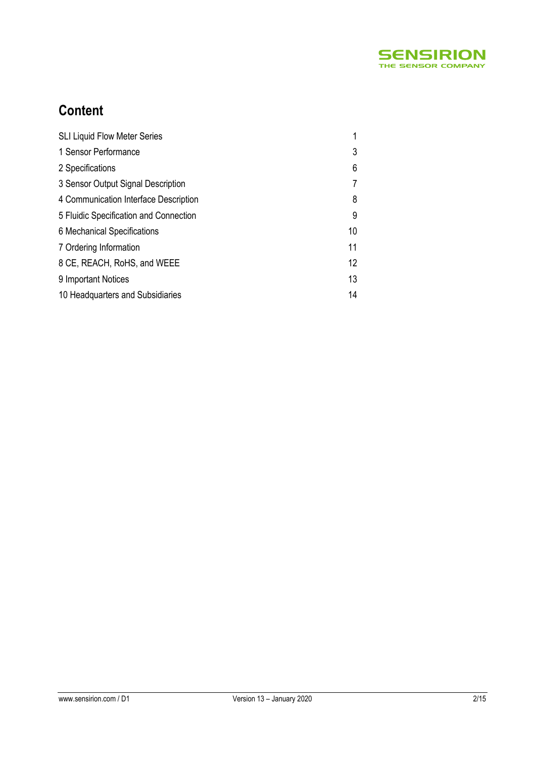## Content

| | |
|---|---|
| SLI Liquid Flow Meter Series | 1 |
| 1 Sensor Performance | 3 |
| 2 Specifications | 6 |
| 3 Sensor Output Signal Description | 7 |
| 4 Communication Interface Description | 8 |
| 5 Fluidic Specification and Connection | 9 |
| 6 Mechanical Specifications | 10 |
| 7 Ordering Information | 11 |
| 8 CE, REACH, RoHS, and WEEE | 12 |
| 9 Important Notices | 13 |
| 10 Headquarters and Subsidiaries | 14 |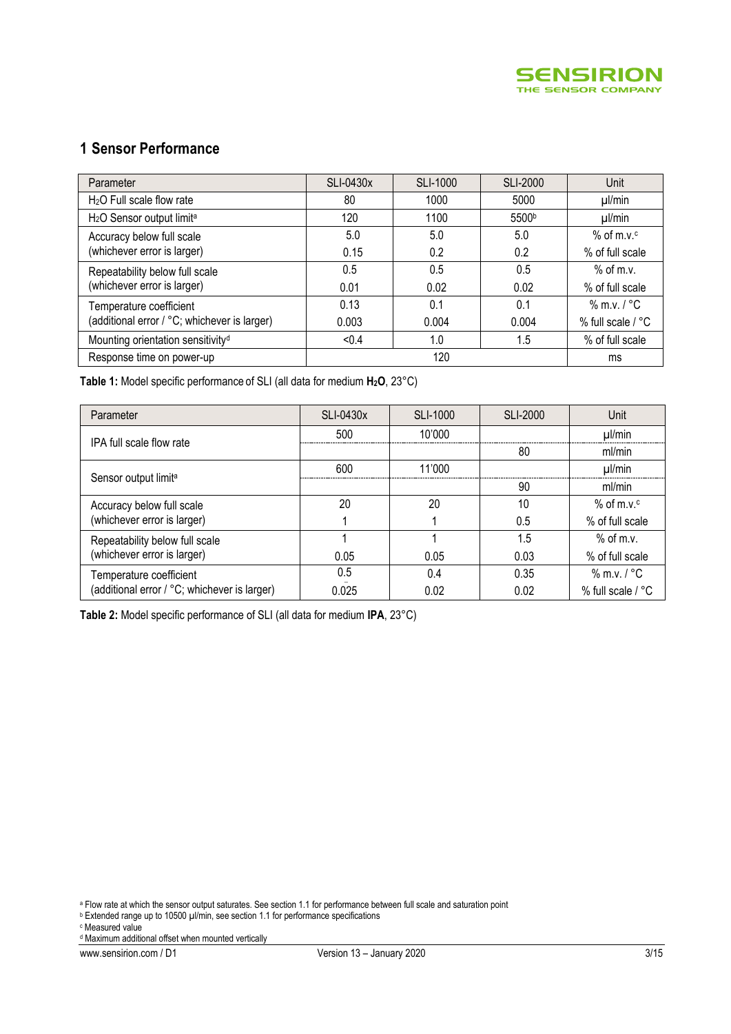## 1 Sensor Performance

| Parameter | SLI-0430x | SLI-1000 | SLI-2000 | Unit |
|---|---|---|---|---|
| $H_2O$ Full scale flow rate | 80 | 1000 | 5000 | µl/min |
| $H_2O$ Sensor output limit[a] | 120 | 1100 | 5500[b] | µl/min |
| Accuracy below full scale (whichever error is larger) | 5.0 | 5.0 | 5.0 | % of m.v.[c] |
| | 0.15 | 0.2 | 0.2 | % of full scale |
| Repeatability below full scale (whichever error is larger) | 0.5 | 0.5 | 0.5 | % of m.v. |
| | 0.01 | 0.02 | 0.02 | % of full scale |
| Temperature coefficient (additional error / °C; whichever is larger) | 0.13 | 0.1 | 0.1 | % m.v. / °C |
| | 0.003 | 0.004 | 0.004 | % full scale / °C |
| Mounting orientation sensitivity[d] | <0.4 | 1.0 | 1.5 | % of full scale |
| Response time on power-up | 120 | | | ms |

**Table 1:** Model specific performance of SLI (all data for medium $\mathbf{H_2O}$, 23°C)

| Parameter | SLI-0430x | SLI-1000 | SLI-2000 | Unit |
|---|---|---|---|---|
| IPA full scale flow rate | 500 | 10'000 | | µl/min |
| | | | 80 | ml/min |
| Sensor output limit[a] | 600 | 11'000 | | µl/min |
| | | | 90 | ml/min |
| Accuracy below full scale (whichever error is larger) | 20 | 20 | 10 | % of m.v.[c] |
| | 1 | 1 | 0.5 | % of full scale |
| Repeatability below full scale (whichever error is larger) | 1 | 1 | 1.5 | % of m.v. |
| | 0.05 | 0.05 | 0.03 | % of full scale |
| Temperature coefficient (additional error / °C; whichever is larger) | 0.5 | 0.4 | 0.35 | % m.v. / °C |
| | 0.025 | 0.02 | 0.02 | % full scale / °C |

**Table 2:** Model specific performance of SLI (all data for medium **IPA**, 23°C)

[a] Flow rate at which the sensor output saturates. See section 1.1 for performance between full scale and saturation point

[b] Extended range up to 10500 µl/min, see section 1.1 for performance specifications

[c] Measured value

[d] Maximum additional offset when mounted vertically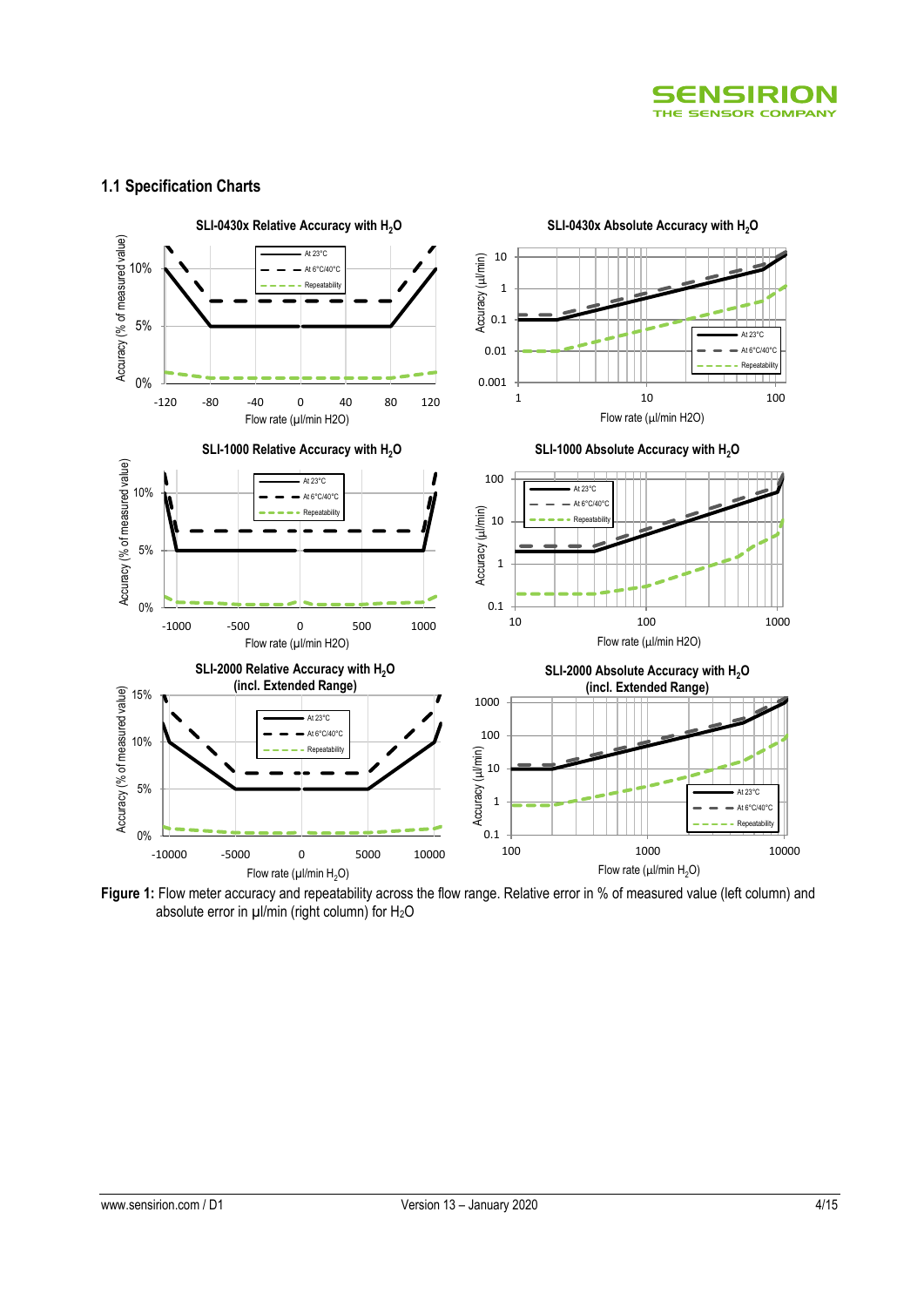## 1.1 Specification Charts

**SLI-0430x Relative Accuracy with $H_2O$**

**SLI-0430x Absolute Accuracy with $H_2O$**

**SLI-1000 Relative Accuracy with $H_2O$**

**SLI-1000 Absolute Accuracy with $H_2O$**

**SLI-2000 Relative Accuracy with $H_2O$ (incl. Extended Range)**

**SLI-2000 Absolute Accuracy with $H_2O$ (incl. Extended Range)**

**Figure 1:** Flow meter accuracy and repeatability across the flow range. Relative error in % of measured value (left column) and absolute error in µl/min (right column) for $H_2O$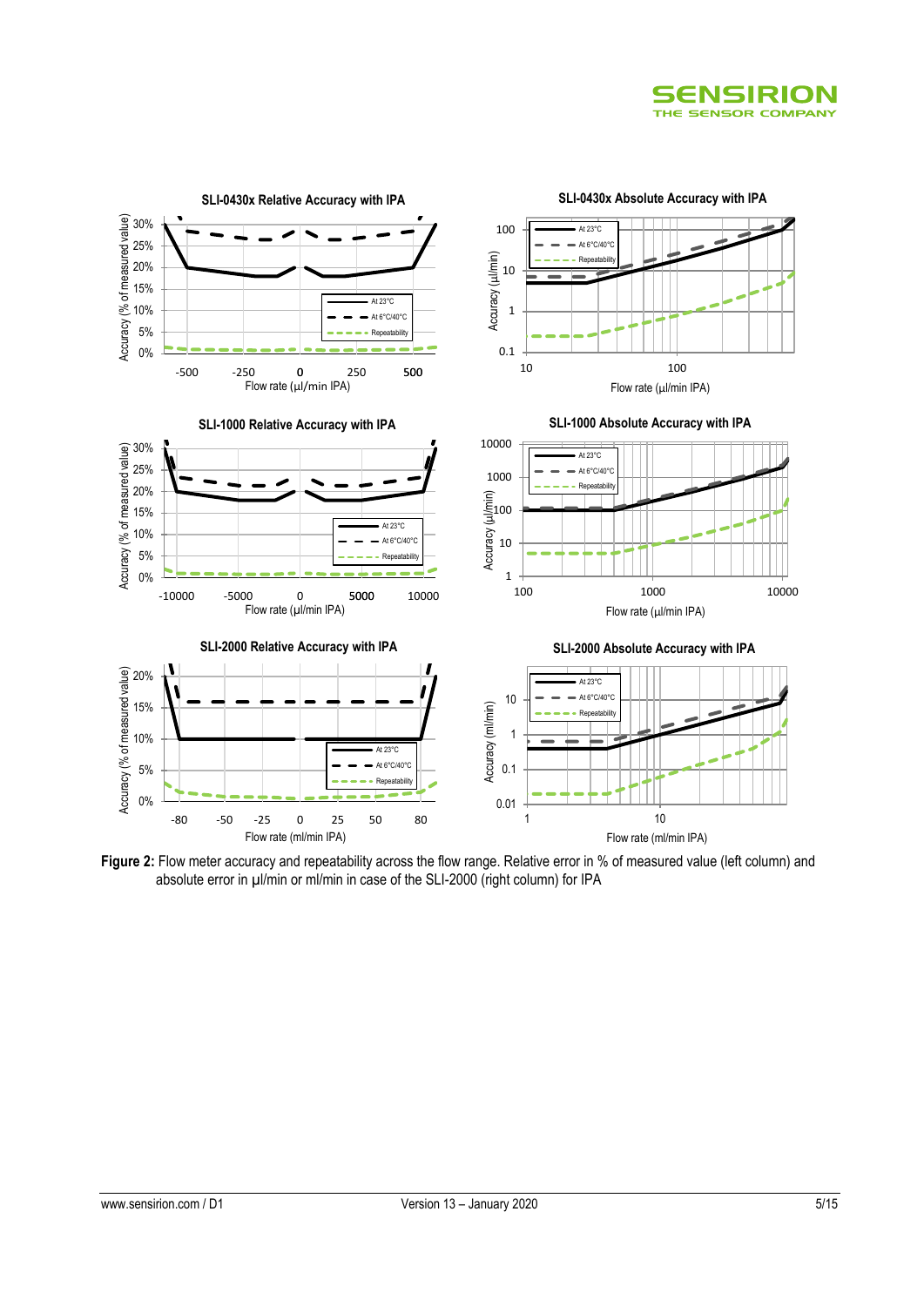**Figure 2:** Flow meter accuracy and repeatability across the flow range. Relative error in % of measured value (left column) and absolute error in µl/min or ml/min in case of the SLI-2000 (right column) for IPA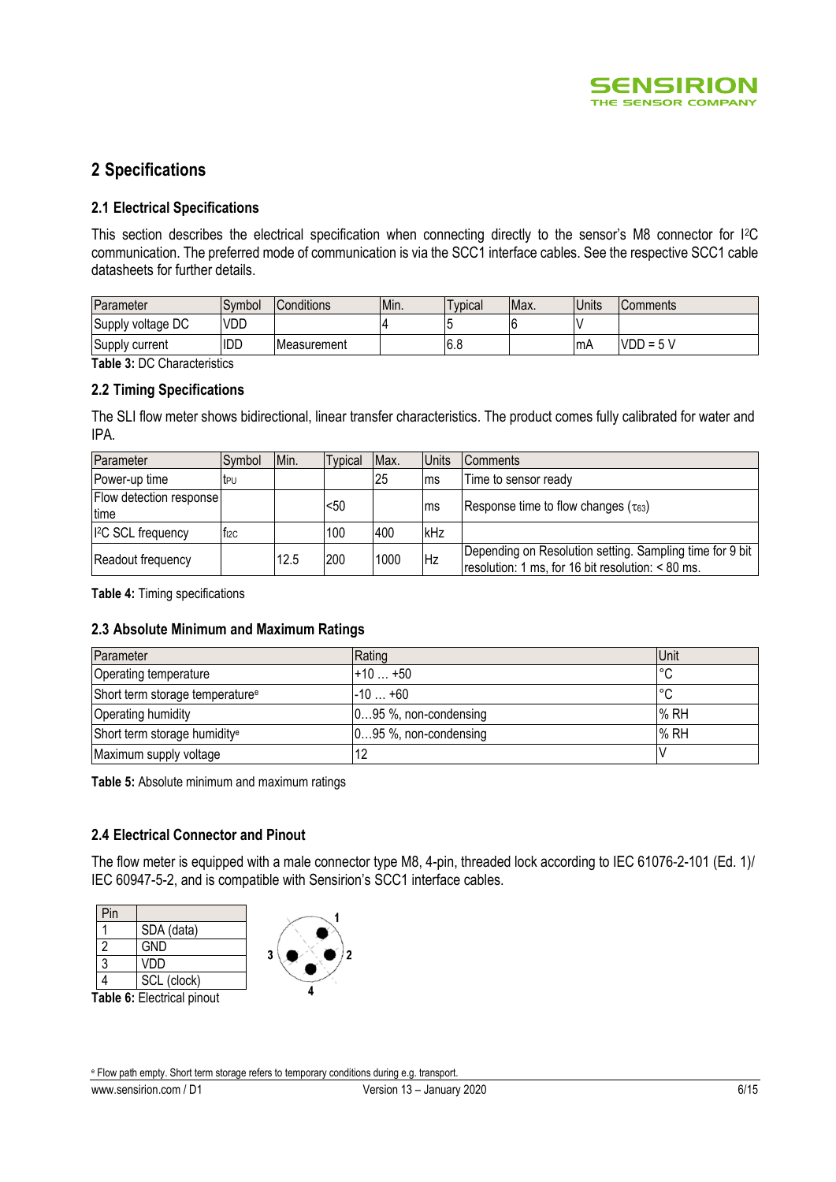## 2 Specifications

### 2.1 Electrical Specifications

This section describes the electrical specification when connecting directly to the sensor's M8 connector for I[2]C communication. The preferred mode of communication is via the SCC1 interface cables. See the respective SCC1 cable datasheets for further details.

| Parameter | Symbol | Conditions | Min. | Typical | Max. | Units | Comments |
|---|---|---|---|---|---|---|---|
| Supply voltage DC | VDD | | 4 | 5 | 6 | V | |
| Supply current | IDD | Measurement | | 6.8 | | mA | VDD = 5 V |

**Table 3:** DC Characteristics

### 2.2 Timing Specifications

The SLI flow meter shows bidirectional, linear transfer characteristics. The product comes fully calibrated for water and IPA.

| Parameter | Symbol | Min. | Typical | Max. | Units | Comments |
|---|---|---|---|---|---|---|
| Power-up time | $t_{PU}$ | | | 25 | ms | Time to sensor ready |
| Flow detection response time | | | <50 | | ms | Response time to flow changes ($\tau_{63}$) |
| I[2]C SCL frequency | $f_{I2C}$ | | 100 | 400 | kHz | |
| Readout frequency | | 12.5 | 200 | 1000 | Hz | Depending on Resolution setting. Sampling time for 9 bit resolution: 1 ms, for 16 bit resolution: < 80 ms. |

**Table 4:** Timing specifications

### 2.3 Absolute Minimum and Maximum Ratings

| Parameter | Rating | Unit |
|---|---|---|
| Operating temperature | +10 … +50 | °C |
| Short term storage temperature[e] | -10 … +60 | °C |
| Operating humidity | 0…95 %, non-condensing | % RH |
| Short term storage humidity[e] | 0…95 %, non-condensing | % RH |
| Maximum supply voltage | 12 | V |

**Table 5:** Absolute minimum and maximum ratings

### 2.4 Electrical Connector and Pinout

The flow meter is equipped with a male connector type M8, 4-pin, threaded lock according to IEC 61076-2-101 (Ed. 1)/ IEC 60947-5-2, and is compatible with Sensirion's SCC1 interface cables.

| Pin | |
|---|---|
| 1 | SDA (data) |
| 2 | GND |
| 3 | VDD |
| 4 | SCL (clock) |

**Table 6:** Electrical pinout

[e] Flow path empty. Short term storage refers to temporary conditions during e.g. transport.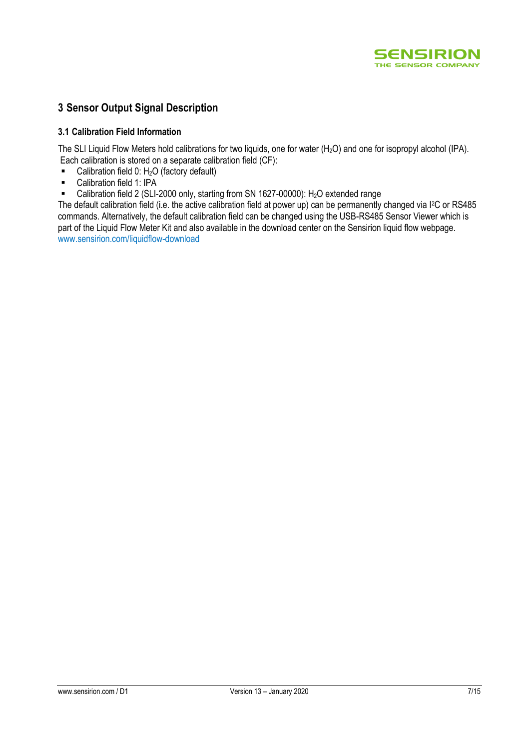# 3 Sensor Output Signal Description

## 3.1 Calibration Field Information

The SLI Liquid Flow Meters hold calibrations for two liquids, one for water ($H_2O$) and one for isopropyl alcohol (IPA). Each calibration is stored on a separate calibration field (CF):

- Calibration field 0: $H_2O$ (factory default)
- Calibration field 1: IPA
- Calibration field 2 (SLI-2000 only, starting from SN 1627-00000): $H_2O$ extended range

The default calibration field (i.e. the active calibration field at power up) can be permanently changed via I²C or RS485 commands. Alternatively, the default calibration field can be changed using the USB-RS485 Sensor Viewer which is part of the Liquid Flow Meter Kit and also available in the download center on the Sensirion liquid flow webpage. www.sensirion.com/liquidflow-download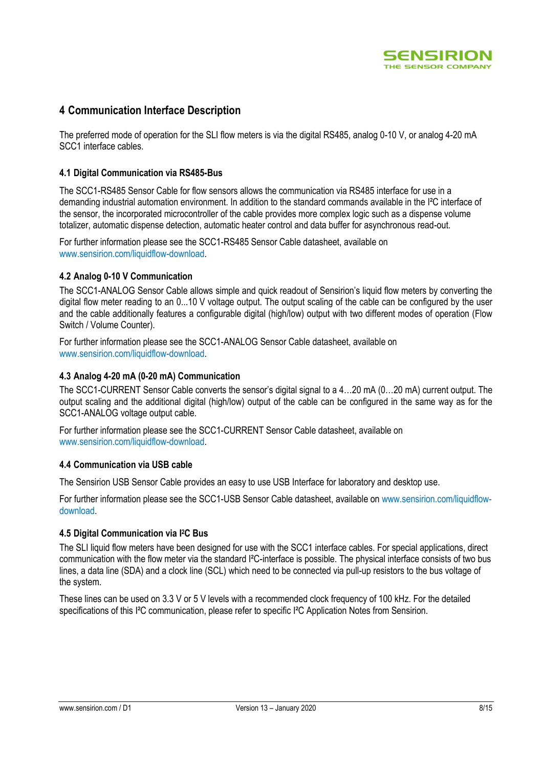## 4 Communication Interface Description

The preferred mode of operation for the SLI flow meters is via the digital RS485, analog 0-10 V, or analog 4-20 mA SCC1 interface cables.

### 4.1 Digital Communication via RS485-Bus

The SCC1-RS485 Sensor Cable for flow sensors allows the communication via RS485 interface for use in a demanding industrial automation environment. In addition to the standard commands available in the I²C interface of the sensor, the incorporated microcontroller of the cable provides more complex logic such as a dispense volume totalizer, automatic dispense detection, automatic heater control and data buffer for asynchronous read-out.

For further information please see the SCC1-RS485 Sensor Cable datasheet, available on www.sensirion.com/liquidflow-download.

### 4.2 Analog 0-10 V Communication

The SCC1-ANALOG Sensor Cable allows simple and quick readout of Sensirion's liquid flow meters by converting the digital flow meter reading to an 0...10 V voltage output. The output scaling of the cable can be configured by the user and the cable additionally features a configurable digital (high/low) output with two different modes of operation (Flow Switch / Volume Counter).

For further information please see the SCC1-ANALOG Sensor Cable datasheet, available on www.sensirion.com/liquidflow-download.

### 4.3 Analog 4-20 mA (0-20 mA) Communication

The SCC1-CURRENT Sensor Cable converts the sensor's digital signal to a 4…20 mA (0…20 mA) current output. The output scaling and the additional digital (high/low) output of the cable can be configured in the same way as for the SCC1-ANALOG voltage output cable.

For further information please see the SCC1-CURRENT Sensor Cable datasheet, available on www.sensirion.com/liquidflow-download.

### 4.4 Communication via USB cable

The Sensirion USB Sensor Cable provides an easy to use USB Interface for laboratory and desktop use.

For further information please see the SCC1-USB Sensor Cable datasheet, available on www.sensirion.com/liquidflow-download.

### 4.5 Digital Communication via I²C Bus

The SLI liquid flow meters have been designed for use with the SCC1 interface cables. For special applications, direct communication with the flow meter via the standard I²C-interface is possible. The physical interface consists of two bus lines, a data line (SDA) and a clock line (SCL) which need to be connected via pull-up resistors to the bus voltage of the system.

These lines can be used on 3.3 V or 5 V levels with a recommended clock frequency of 100 kHz. For the detailed specifications of this I²C communication, please refer to specific I²C Application Notes from Sensirion.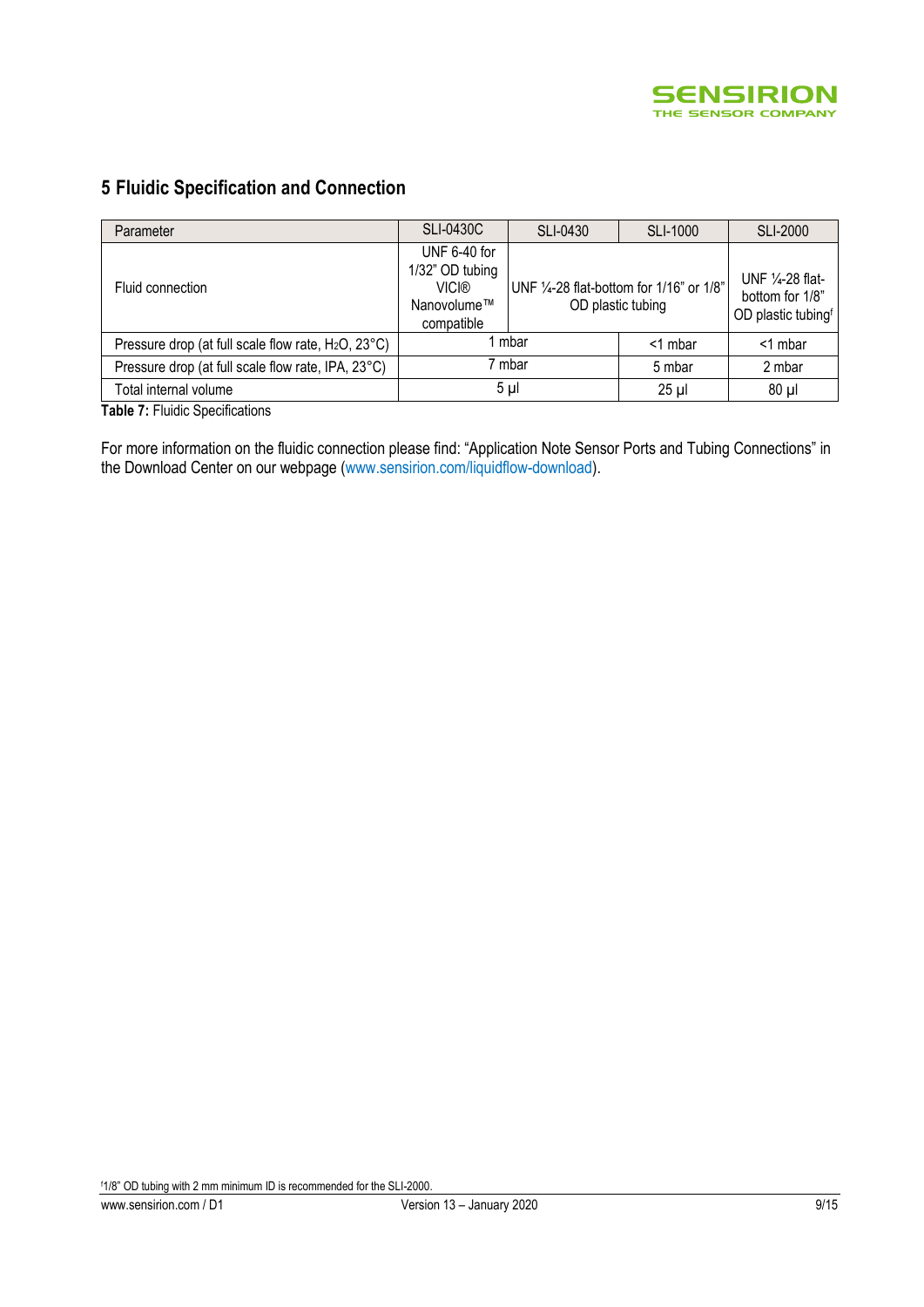## 5 Fluidic Specification and Connection

| Parameter | SLI-0430C | SLI-0430 | SLI-1000 | SLI-2000 |
|---|---|---|---|---|
| Fluid connection | UNF 6-40 for 1/32" OD tubing VICI® Nanovolume™ compatible | UNF ¼-28 flat-bottom for 1/16" or 1/8" OD plastic tubing | | UNF ¼-28 flat-bottom for 1/8" OD plastic tubing[f] |
| Pressure drop (at full scale flow rate, $H_2O$, 23°C) | 1 mbar | | <1 mbar | <1 mbar |
| Pressure drop (at full scale flow rate, IPA, 23°C) | 7 mbar | | 5 mbar | 2 mbar |
| Total internal volume | 5 µl | | 25 µl | 80 µl |

**Table 7:** Fluidic Specifications

For more information on the fluidic connection please find: "Application Note Sensor Ports and Tubing Connections" in the Download Center on our webpage (www.sensirion.com/liquidflow-download).

[f] 1/8" OD tubing with 2 mm minimum ID is recommended for the SLI-2000.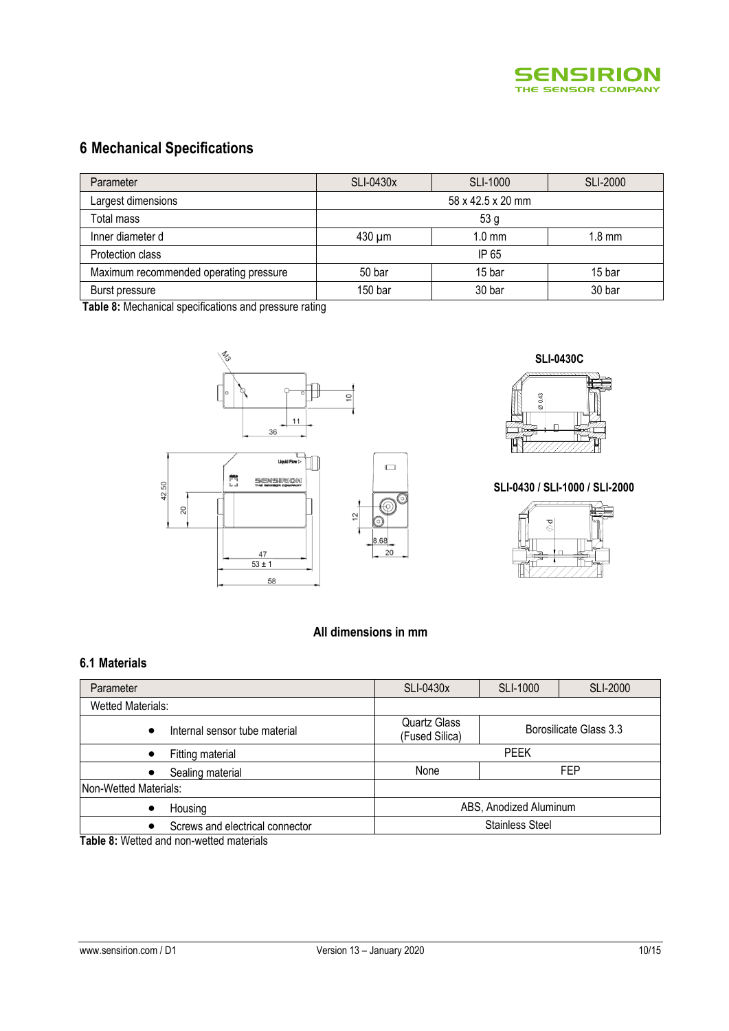## 6 Mechanical Specifications

| Parameter | SLI-0430x | SLI-1000 | SLI-2000 |
|---|---|---|---|
| Largest dimensions | 58 x 42.5 x 20 mm | | |
| Total mass | 53 g | | |
| Inner diameter d | 430 µm | 1.0 mm | 1.8 mm |
| Protection class | IP 65 | | |
| Maximum recommended operating pressure | 50 bar | 15 bar | 15 bar |
| Burst pressure | 150 bar | 30 bar | 30 bar |

**Table 8:** Mechanical specifications and pressure rating

SLI-0430C

SLI-0430 / SLI-1000 / SLI-2000

**All dimensions in mm**

### 6.1 Materials

| Parameter | SLI-0430x | SLI-1000 | SLI-2000 |
|---|---|---|---|
| Wetted Materials: | | | |
| • Internal sensor tube material | Quartz Glass (Fused Silica) | Borosilicate Glass 3.3 | |
| • Fitting material | PEEK | | |
| • Sealing material | None | FEP | |
| Non-Wetted Materials: | | | |
| • Housing | ABS, Anodized Aluminum | | |
| • Screws and electrical connector | Stainless Steel | | |

**Table 8:** Wetted and non-wetted materials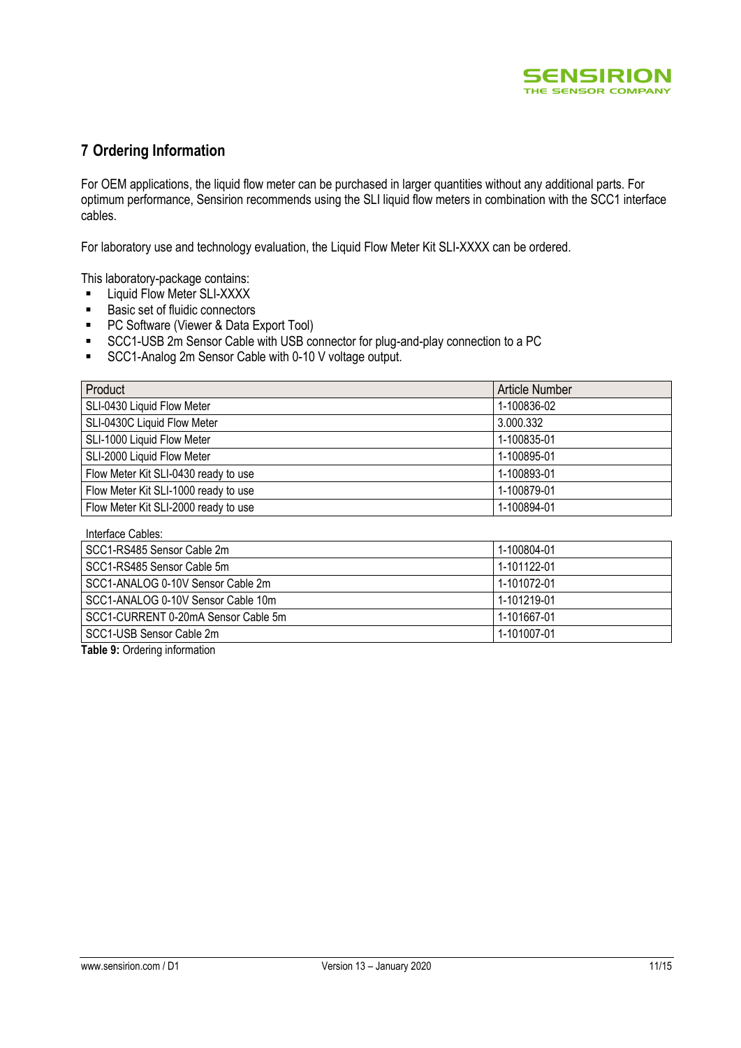## 7 Ordering Information

For OEM applications, the liquid flow meter can be purchased in larger quantities without any additional parts. For optimum performance, Sensirion recommends using the SLI liquid flow meters in combination with the SCC1 interface cables.

For laboratory use and technology evaluation, the Liquid Flow Meter Kit SLI-XXXX can be ordered.

This laboratory-package contains:

- Liquid Flow Meter SLI-XXXX
- Basic set of fluidic connectors
- PC Software (Viewer & Data Export Tool)
- SCC1-USB 2m Sensor Cable with USB connector for plug-and-play connection to a PC
- SCC1-Analog 2m Sensor Cable with 0-10 V voltage output.

| Product | Article Number |
|---|---|
| SLI-0430 Liquid Flow Meter | 1-100836-02 |
| SLI-0430C Liquid Flow Meter | 3.000.332 |
| SLI-1000 Liquid Flow Meter | 1-100835-01 |
| SLI-2000 Liquid Flow Meter | 1-100895-01 |
| Flow Meter Kit SLI-0430 ready to use | 1-100893-01 |
| Flow Meter Kit SLI-1000 ready to use | 1-100879-01 |
| Flow Meter Kit SLI-2000 ready to use | 1-100894-01 |
| Interface Cables: | |
| SCC1-RS485 Sensor Cable 2m | 1-100804-01 |
| SCC1-RS485 Sensor Cable 5m | 1-101122-01 |
| SCC1-ANALOG 0-10V Sensor Cable 2m | 1-101072-01 |
| SCC1-ANALOG 0-10V Sensor Cable 10m | 1-101219-01 |
| SCC1-CURRENT 0-20mA Sensor Cable 5m | 1-101667-01 |
| SCC1-USB Sensor Cable 2m | 1-101007-01 |

**Table 9:** Ordering information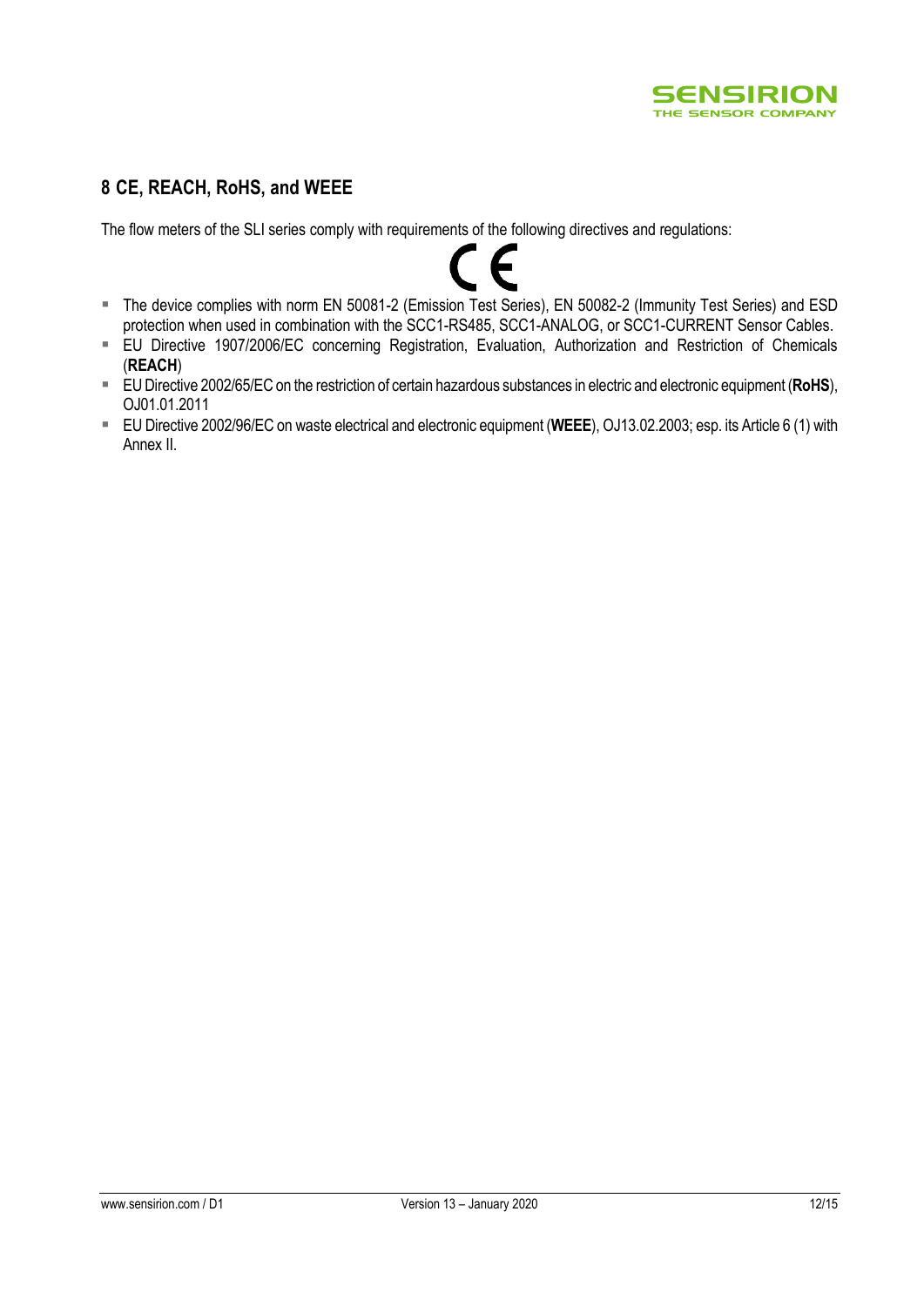## 8 CE, REACH, RoHS, and WEEE

The flow meters of the SLI series comply with requirements of the following directives and regulations:

CE

- The device complies with norm EN 50081-2 (Emission Test Series), EN 50082-2 (Immunity Test Series) and ESD protection when used in combination with the SCC1-RS485, SCC1-ANALOG, or SCC1-CURRENT Sensor Cables.
- EU Directive 1907/2006/EC concerning Registration, Evaluation, Authorization and Restriction of Chemicals (**REACH**)
- EU Directive 2002/65/EC on the restriction of certain hazardous substances in electric and electronic equipment (**RoHS**), OJ01.01.2011
- EU Directive 2002/96/EC on waste electrical and electronic equipment (**WEEE**), OJ13.02.2003; esp. its Article 6 (1) with Annex II.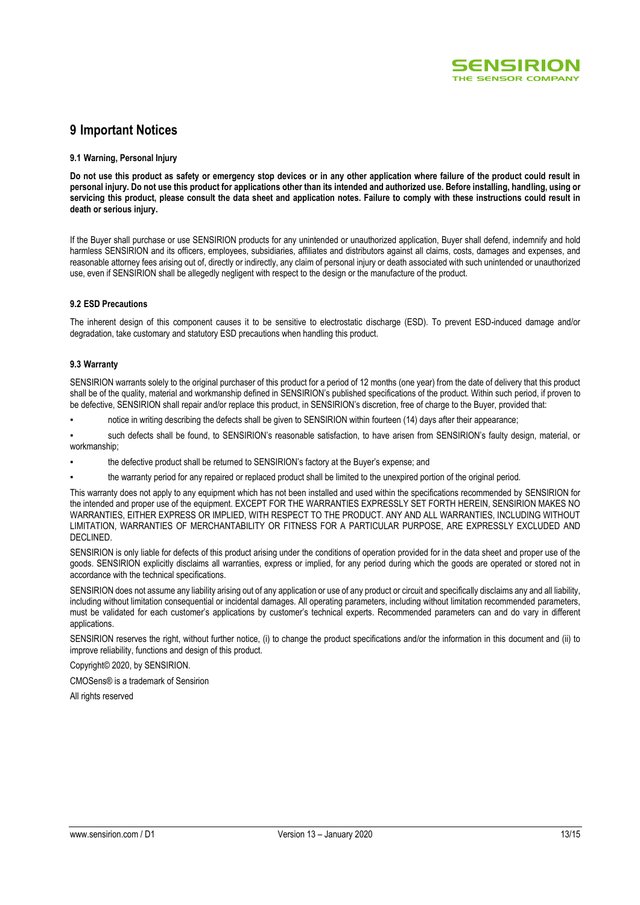# 9 Important Notices

### 9.1 Warning, Personal Injury

**Do not use this product as safety or emergency stop devices or in any other application where failure of the product could result in personal injury. Do not use this product for applications other than its intended and authorized use. Before installing, handling, using or servicing this product, please consult the data sheet and application notes. Failure to comply with these instructions could result in death or serious injury.**

If the Buyer shall purchase or use SENSIRION products for any unintended or unauthorized application, Buyer shall defend, indemnify and hold harmless SENSIRION and its officers, employees, subsidiaries, affiliates and distributors against all claims, costs, damages and expenses, and reasonable attorney fees arising out of, directly or indirectly, any claim of personal injury or death associated with such unintended or unauthorized use, even if SENSIRION shall be allegedly negligent with respect to the design or the manufacture of the product.

### 9.2 ESD Precautions

The inherent design of this component causes it to be sensitive to electrostatic discharge (ESD). To prevent ESD-induced damage and/or degradation, take customary and statutory ESD precautions when handling this product.

### 9.3 Warranty

SENSIRION warrants solely to the original purchaser of this product for a period of 12 months (one year) from the date of delivery that this product shall be of the quality, material and workmanship defined in SENSIRION's published specifications of the product. Within such period, if proven to be defective, SENSIRION shall repair and/or replace this product, in SENSIRION's discretion, free of charge to the Buyer, provided that:

- notice in writing describing the defects shall be given to SENSIRION within fourteen (14) days after their appearance;
- such defects shall be found, to SENSIRION's reasonable satisfaction, to have arisen from SENSIRION's faulty design, material, or workmanship;
- the defective product shall be returned to SENSIRION's factory at the Buyer's expense; and
- the warranty period for any repaired or replaced product shall be limited to the unexpired portion of the original period.

This warranty does not apply to any equipment which has not been installed and used within the specifications recommended by SENSIRION for the intended and proper use of the equipment. EXCEPT FOR THE WARRANTIES EXPRESSLY SET FORTH HEREIN, SENSIRION MAKES NO WARRANTIES, EITHER EXPRESS OR IMPLIED, WITH RESPECT TO THE PRODUCT. ANY AND ALL WARRANTIES, INCLUDING WITHOUT LIMITATION, WARRANTIES OF MERCHANTABILITY OR FITNESS FOR A PARTICULAR PURPOSE, ARE EXPRESSLY EXCLUDED AND DECLINED.

SENSIRION is only liable for defects of this product arising under the conditions of operation provided for in the data sheet and proper use of the goods. SENSIRION explicitly disclaims all warranties, express or implied, for any period during which the goods are operated or stored not in accordance with the technical specifications.

SENSIRION does not assume any liability arising out of any application or use of any product or circuit and specifically disclaims any and all liability, including without limitation consequential or incidental damages. All operating parameters, including without limitation recommended parameters, must be validated for each customer's applications by customer's technical experts. Recommended parameters can and do vary in different applications.

SENSIRION reserves the right, without further notice, (i) to change the product specifications and/or the information in this document and (ii) to improve reliability, functions and design of this product.

Copyright© 2020, by SENSIRION.

CMOSens® is a trademark of Sensirion

All rights reserved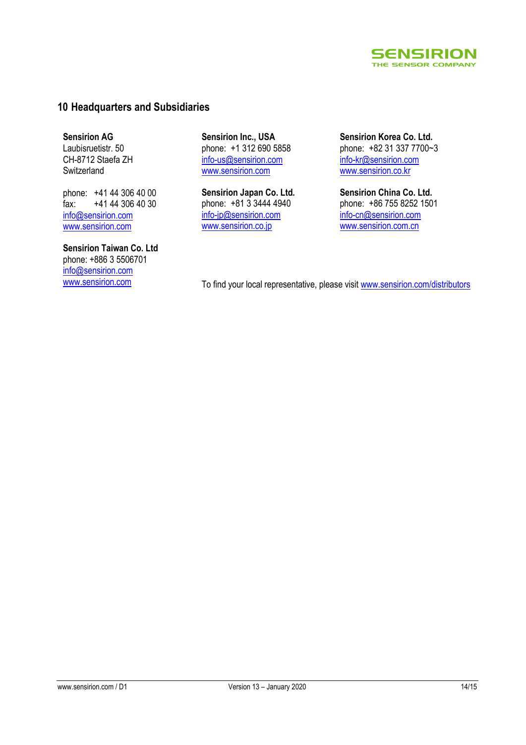## 10 Headquarters and Subsidiaries

**Sensirion AG**
Laubisruetistr. 50
CH-8712 Staefa ZH
Switzerland

phone: +41 44 306 40 00
fax: +41 44 306 40 30
info@sensirion.com
www.sensirion.com

**Sensirion Taiwan Co. Ltd**
phone: +886 3 5506701
info@sensirion.com
www.sensirion.com

**Sensirion Inc., USA**
phone: +1 312 690 5858
info-us@sensirion.com
www.sensirion.com

**Sensirion Japan Co. Ltd.**
phone: +81 3 3444 4940
info-jp@sensirion.com
www.sensirion.co.jp

**Sensirion Korea Co. Ltd.**
phone: +82 31 337 7700~3
info-kr@sensirion.com
www.sensirion.co.kr

**Sensirion China Co. Ltd.**
phone: +86 755 8252 1501
info-cn@sensirion.com
www.sensirion.com.cn

To find your local representative, please visit www.sensirion.com/distributors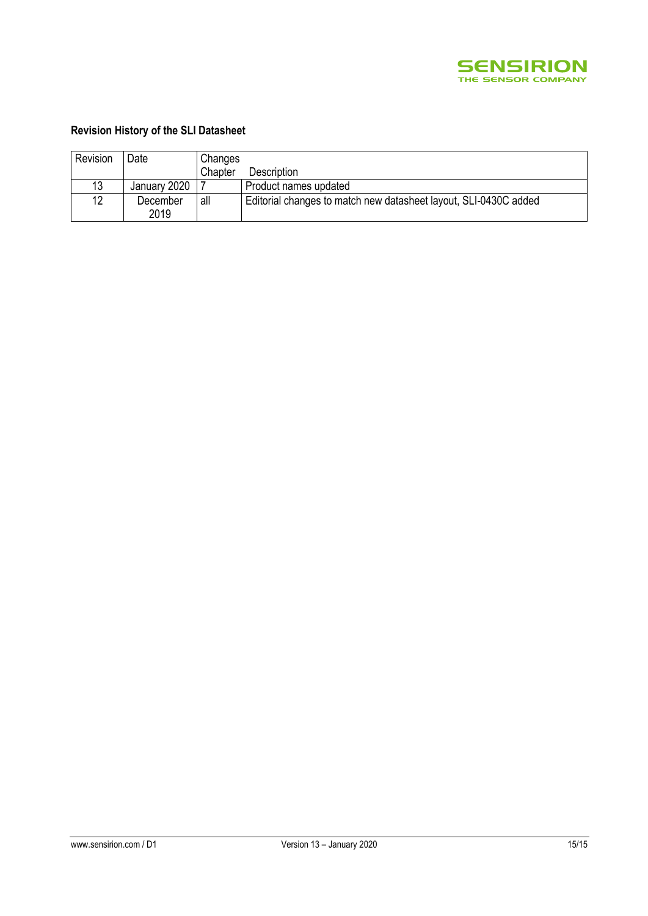**Revision History of the SLI Datasheet**

| Revision | Date | Changes | |
|---|---|---|---|
| | | Chapter | Description |
| 13 | January 2020 | 7 | Product names updated |
| 12 | December 2019 | all | Editorial changes to match new datasheet layout, SLI-0430C added |